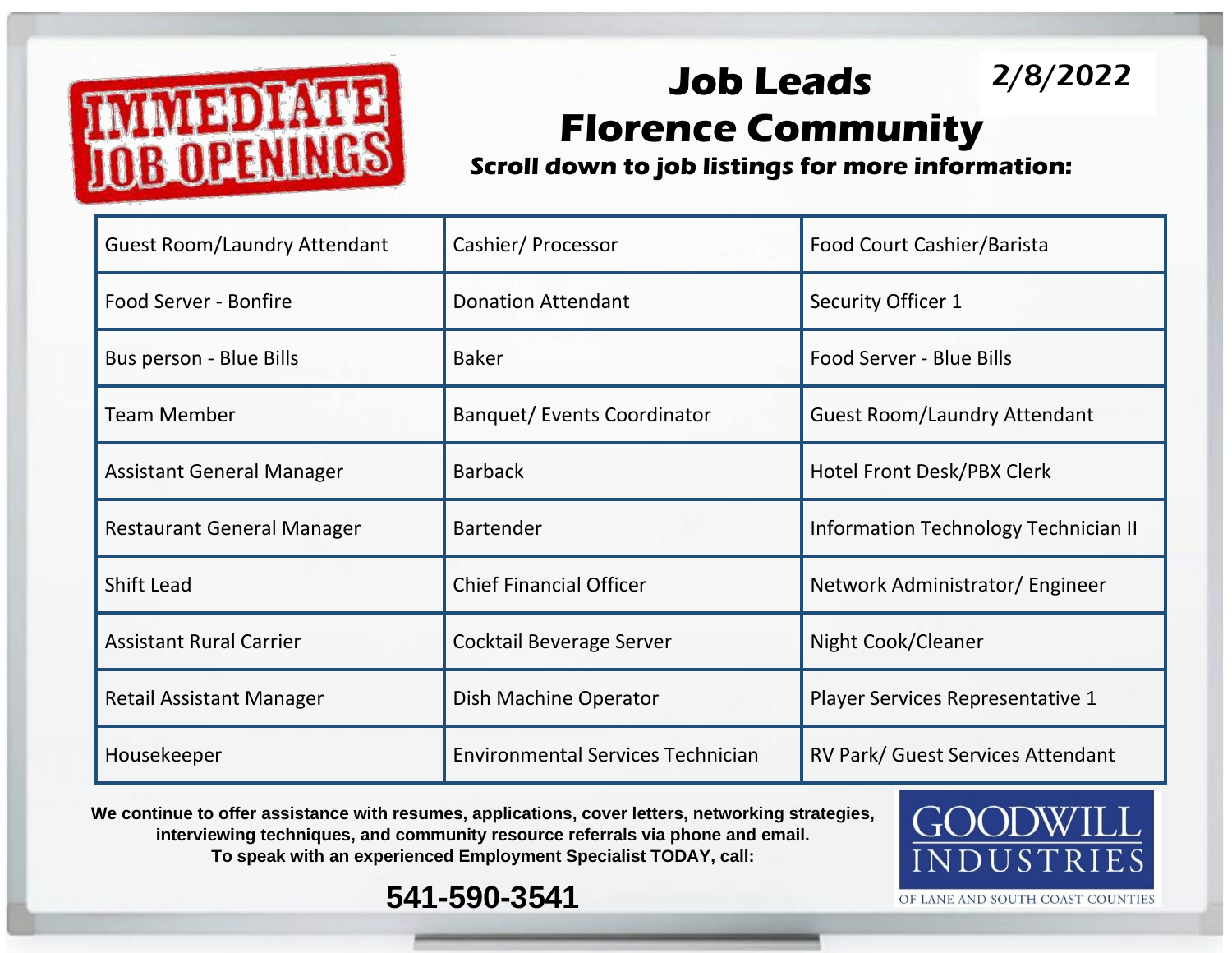IMMEDIATE JOB OPENINGS

# Job Leads Florence Community

2/8/2022

**Scroll down to job listings for more information:**

| Guest Room/Laundry Attendant | Cashier/ Processor | Food Court Cashier/Barista |
|---|---|---|
| Food Server - Bonfire | Donation Attendant | Security Officer 1 |
| Bus person - Blue Bills | Baker | Food Server - Blue Bills |
| Team Member | Banquet/ Events Coordinator | Guest Room/Laundry Attendant |
| Assistant General Manager | Barback | Hotel Front Desk/PBX Clerk |
| Restaurant General Manager | Bartender | Information Technology Technician II |
| Shift Lead | Chief Financial Officer | Network Administrator/ Engineer |
| Assistant Rural Carrier | Cocktail Beverage Server | Night Cook/Cleaner |
| Retail Assistant Manager | Dish Machine Operator | Player Services Representative 1 |
| Housekeeper | Environmental Services Technician | RV Park/ Guest Services Attendant |

**We continue to offer assistance with resumes, applications, cover letters, networking strategies, interviewing techniques, and community resource referrals via phone and email. To speak with an experienced Employment Specialist TODAY, call:**

**541-590-3541**

GOODWILL INDUSTRIES OF LANE AND SOUTH COAST COUNTIES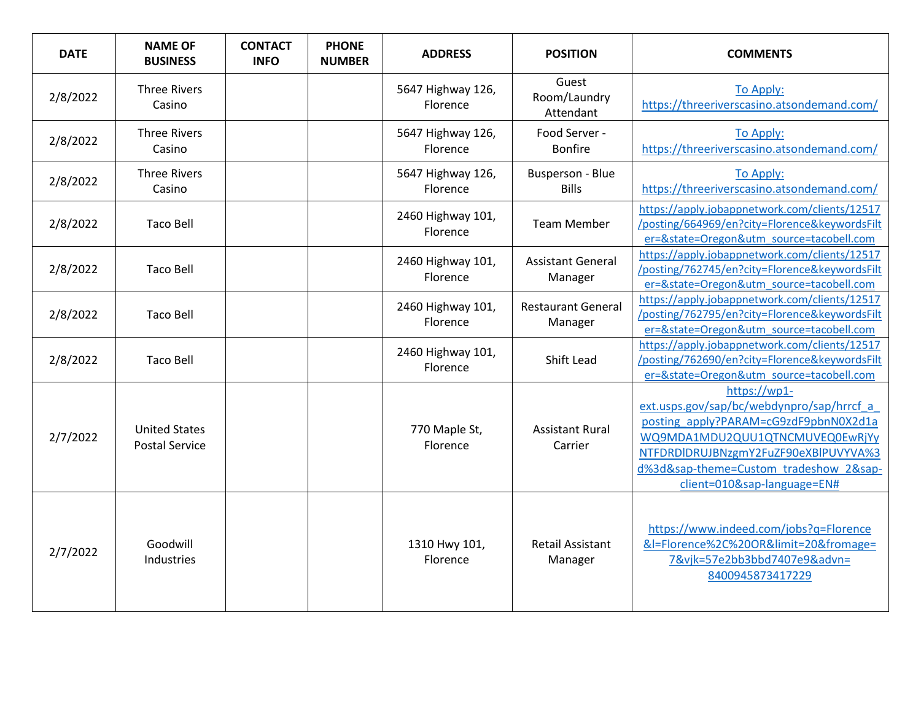| DATE | NAME OF BUSINESS | CONTACT INFO | PHONE NUMBER | ADDRESS | POSITION | COMMENTS |
|---|---|---|---|---|---|---|
| 2/8/2022 | Three Rivers Casino | | | 5647 Highway 126, Florence | Guest Room/Laundry Attendant | To Apply: https://threeriverscasino.atsondemand.com/ |
| 2/8/2022 | Three Rivers Casino | | | 5647 Highway 126, Florence | Food Server - Bonfire | To Apply: https://threeriverscasino.atsondemand.com/ |
| 2/8/2022 | Three Rivers Casino | | | 5647 Highway 126, Florence | Busperson - Blue Bills | To Apply: https://threeriverscasino.atsondemand.com/ |
| 2/8/2022 | Taco Bell | | | 2460 Highway 101, Florence | Team Member | https://apply.jobappnetwork.com/clients/12517/posting/664969/en?city=Florence&keywordsFilter=&state=Oregon&utm_source=tacobell.com |
| 2/8/2022 | Taco Bell | | | 2460 Highway 101, Florence | Assistant General Manager | https://apply.jobappnetwork.com/clients/12517/posting/762745/en?city=Florence&keywordsFilter=&state=Oregon&utm_source=tacobell.com |
| 2/8/2022 | Taco Bell | | | 2460 Highway 101, Florence | Restaurant General Manager | https://apply.jobappnetwork.com/clients/12517/posting/762795/en?city=Florence&keywordsFilter=&state=Oregon&utm_source=tacobell.com |
| 2/8/2022 | Taco Bell | | | 2460 Highway 101, Florence | Shift Lead | https://apply.jobappnetwork.com/clients/12517/posting/762690/en?city=Florence&keywordsFilter=&state=Oregon&utm_source=tacobell.com |
| 2/7/2022 | United States Postal Service | | | 770 Maple St, Florence | Assistant Rural Carrier | https://wp1-ext.usps.gov/sap/bc/webdynpro/sap/hrrcf_a_posting_apply?PARAM=cG9zdF9pbnN0X2d1aWQ9MDA1MDU2QUU1QTNCMUVEQ0EwRjYyNTFDRDlDRUJBNzgmY2FuZF90eXBlPUVYVA%3d%3d&sap-theme=Custom_tradeshow_2&sap-client=010&sap-language=EN# |
| 2/7/2022 | Goodwill Industries | | | 1310 Hwy 101, Florence | Retail Assistant Manager | https://www.indeed.com/jobs?q=Florence&l=Florence%2C%20OR&limit=20&fromage=7&vjk=57e2bb3bbd7407e9&advn=8400945873417229 |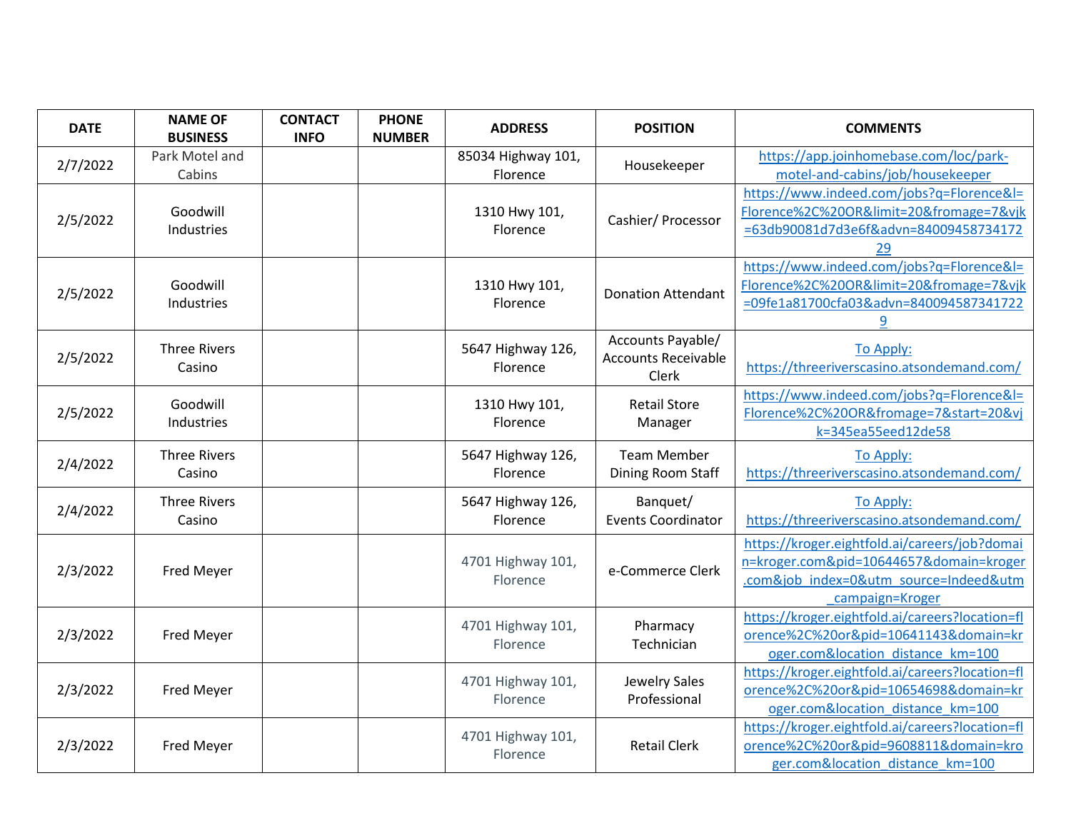| DATE | NAME OF BUSINESS | CONTACT INFO | PHONE NUMBER | ADDRESS | POSITION | COMMENTS |
|---|---|---|---|---|---|---|
| 2/7/2022 | Park Motel and Cabins | | | 85034 Highway 101, Florence | Housekeeper | https://app.joinhomebase.com/loc/park-motel-and-cabins/job/housekeeper |
| 2/5/2022 | Goodwill Industries | | | 1310 Hwy 101, Florence | Cashier/ Processor | https://www.indeed.com/jobs?q=Florence&l=Florence%2C%20OR&limit=20&fromage=7&vjk=63db90081d7d3e6f&advn=8400945873417229 |
| 2/5/2022 | Goodwill Industries | | | 1310 Hwy 101, Florence | Donation Attendant | https://www.indeed.com/jobs?q=Florence&l=Florence%2C%20OR&limit=20&fromage=7&vjk=09fe1a81700cfa03&advn=8400945873417229 |
| 2/5/2022 | Three Rivers Casino | | | 5647 Highway 126, Florence | Accounts Payable/ Accounts Receivable Clerk | To Apply: https://threeriverscasino.atsondemand.com/ |
| 2/5/2022 | Goodwill Industries | | | 1310 Hwy 101, Florence | Retail Store Manager | https://www.indeed.com/jobs?q=Florence&l=Florence%2C%20OR&fromage=7&start=20&vjk=345ea55eed12de58 |
| 2/4/2022 | Three Rivers Casino | | | 5647 Highway 126, Florence | Team Member Dining Room Staff | To Apply: https://threeriverscasino.atsondemand.com/ |
| 2/4/2022 | Three Rivers Casino | | | 5647 Highway 126, Florence | Banquet/ Events Coordinator | To Apply: https://threeriverscasino.atsondemand.com/ |
| 2/3/2022 | Fred Meyer | | | 4701 Highway 101, Florence | e-Commerce Clerk | https://kroger.eightfold.ai/careers/job?domain=kroger.com&pid=10644657&domain=kroger.com&job_index=0&utm_source=Indeed&utm_campaign=Kroger |
| 2/3/2022 | Fred Meyer | | | 4701 Highway 101, Florence | Pharmacy Technician | https://kroger.eightfold.ai/careers?location=florence%2C%20or&pid=10641143&domain=kroger.com&location_distance_km=100 |
| 2/3/2022 | Fred Meyer | | | 4701 Highway 101, Florence | Jewelry Sales Professional | https://kroger.eightfold.ai/careers?location=florence%2C%20or&pid=10654698&domain=kroger.com&location_distance_km=100 |
| 2/3/2022 | Fred Meyer | | | 4701 Highway 101, Florence | Retail Clerk | https://kroger.eightfold.ai/careers?location=florence%2C%20or&pid=9608811&domain=kroger.com&location_distance_km=100 |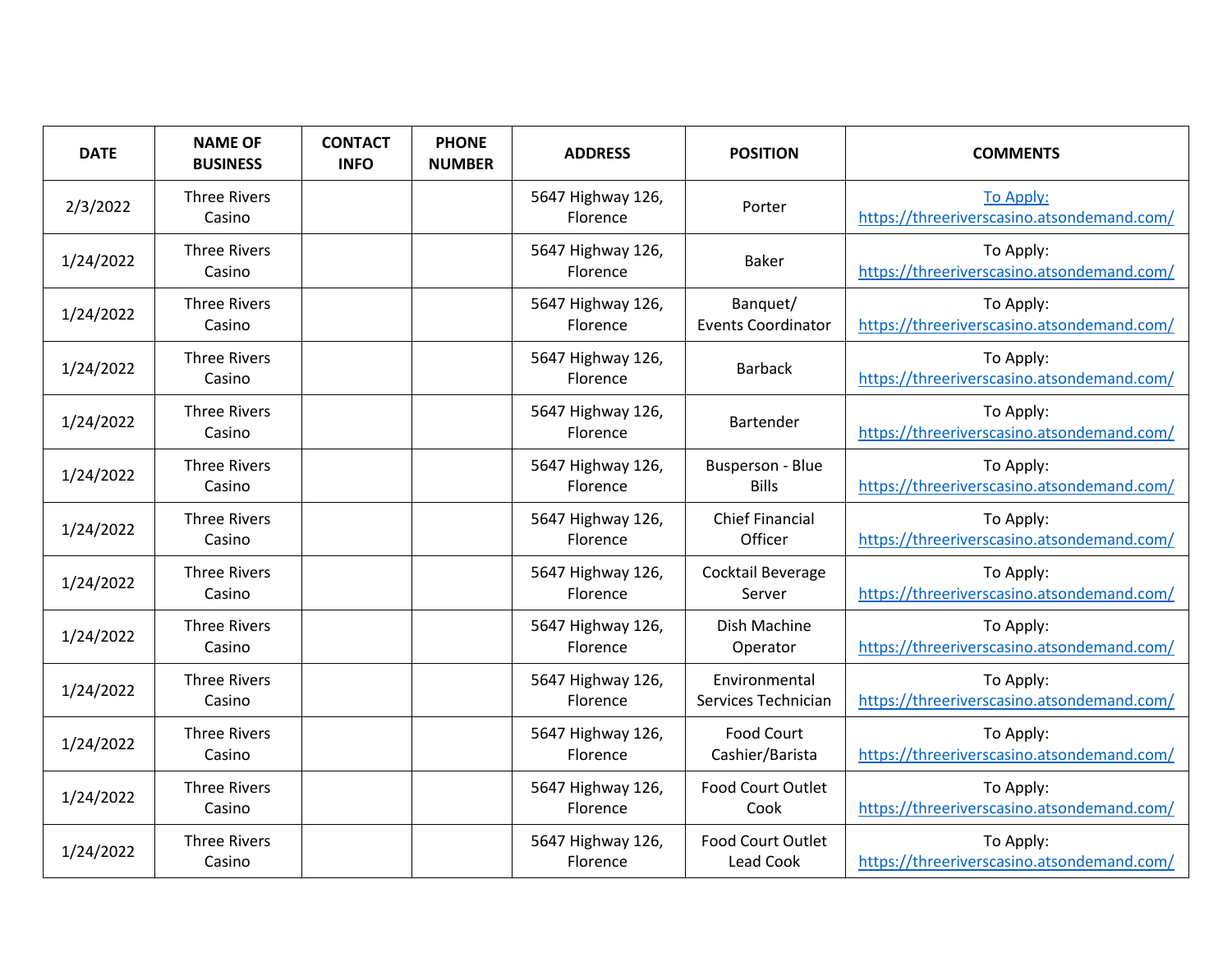| DATE | NAME OF BUSINESS | CONTACT INFO | PHONE NUMBER | ADDRESS | POSITION | COMMENTS |
|---|---|---|---|---|---|---|
| 2/3/2022 | Three Rivers Casino | | | 5647 Highway 126, Florence | Porter | To Apply: https://threeriverscasino.atsondemand.com/ |
| 1/24/2022 | Three Rivers Casino | | | 5647 Highway 126, Florence | Baker | To Apply: https://threeriverscasino.atsondemand.com/ |
| 1/24/2022 | Three Rivers Casino | | | 5647 Highway 126, Florence | Banquet/ Events Coordinator | To Apply: https://threeriverscasino.atsondemand.com/ |
| 1/24/2022 | Three Rivers Casino | | | 5647 Highway 126, Florence | Barback | To Apply: https://threeriverscasino.atsondemand.com/ |
| 1/24/2022 | Three Rivers Casino | | | 5647 Highway 126, Florence | Bartender | To Apply: https://threeriverscasino.atsondemand.com/ |
| 1/24/2022 | Three Rivers Casino | | | 5647 Highway 126, Florence | Busperson - Blue Bills | To Apply: https://threeriverscasino.atsondemand.com/ |
| 1/24/2022 | Three Rivers Casino | | | 5647 Highway 126, Florence | Chief Financial Officer | To Apply: https://threeriverscasino.atsondemand.com/ |
| 1/24/2022 | Three Rivers Casino | | | 5647 Highway 126, Florence | Cocktail Beverage Server | To Apply: https://threeriverscasino.atsondemand.com/ |
| 1/24/2022 | Three Rivers Casino | | | 5647 Highway 126, Florence | Dish Machine Operator | To Apply: https://threeriverscasino.atsondemand.com/ |
| 1/24/2022 | Three Rivers Casino | | | 5647 Highway 126, Florence | Environmental Services Technician | To Apply: https://threeriverscasino.atsondemand.com/ |
| 1/24/2022 | Three Rivers Casino | | | 5647 Highway 126, Florence | Food Court Cashier/Barista | To Apply: https://threeriverscasino.atsondemand.com/ |
| 1/24/2022 | Three Rivers Casino | | | 5647 Highway 126, Florence | Food Court Outlet Cook | To Apply: https://threeriverscasino.atsondemand.com/ |
| 1/24/2022 | Three Rivers Casino | | | 5647 Highway 126, Florence | Food Court Outlet Lead Cook | To Apply: https://threeriverscasino.atsondemand.com/ |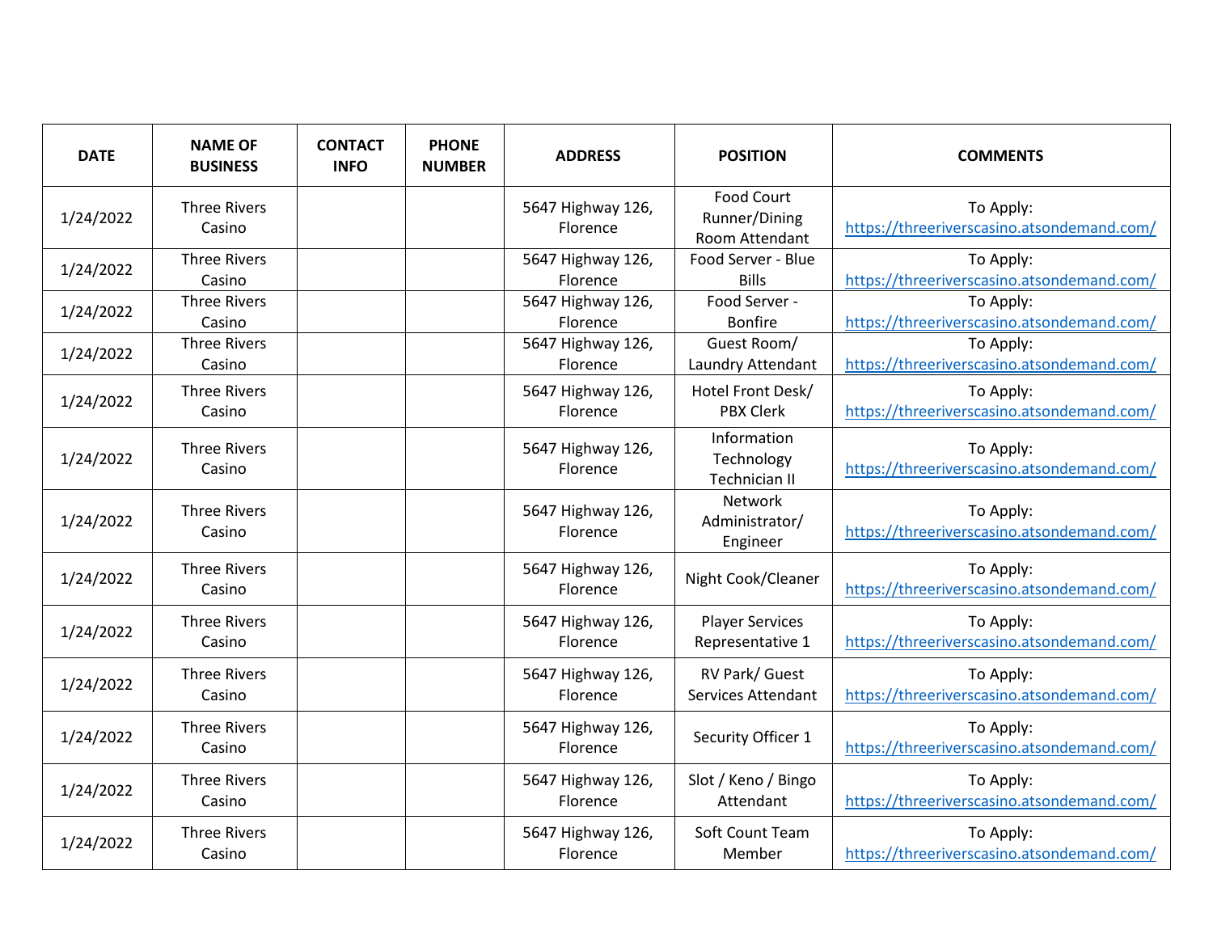| DATE | NAME OF BUSINESS | CONTACT INFO | PHONE NUMBER | ADDRESS | POSITION | COMMENTS |
|---|---|---|---|---|---|---|
| 1/24/2022 | Three Rivers Casino | | | 5647 Highway 126, Florence | Food Court Runner/Dining Room Attendant | To Apply: https://threeriverscasino.atsondemand.com/ |
| 1/24/2022 | Three Rivers Casino | | | 5647 Highway 126, Florence | Food Server - Blue Bills | To Apply: https://threeriverscasino.atsondemand.com/ |
| 1/24/2022 | Three Rivers Casino | | | 5647 Highway 126, Florence | Food Server - Bonfire | To Apply: https://threeriverscasino.atsondemand.com/ |
| 1/24/2022 | Three Rivers Casino | | | 5647 Highway 126, Florence | Guest Room/ Laundry Attendant | To Apply: https://threeriverscasino.atsondemand.com/ |
| 1/24/2022 | Three Rivers Casino | | | 5647 Highway 126, Florence | Hotel Front Desk/ PBX Clerk | To Apply: https://threeriverscasino.atsondemand.com/ |
| 1/24/2022 | Three Rivers Casino | | | 5647 Highway 126, Florence | Information Technology Technician II | To Apply: https://threeriverscasino.atsondemand.com/ |
| 1/24/2022 | Three Rivers Casino | | | 5647 Highway 126, Florence | Network Administrator/ Engineer | To Apply: https://threeriverscasino.atsondemand.com/ |
| 1/24/2022 | Three Rivers Casino | | | 5647 Highway 126, Florence | Night Cook/Cleaner | To Apply: https://threeriverscasino.atsondemand.com/ |
| 1/24/2022 | Three Rivers Casino | | | 5647 Highway 126, Florence | Player Services Representative 1 | To Apply: https://threeriverscasino.atsondemand.com/ |
| 1/24/2022 | Three Rivers Casino | | | 5647 Highway 126, Florence | RV Park/ Guest Services Attendant | To Apply: https://threeriverscasino.atsondemand.com/ |
| 1/24/2022 | Three Rivers Casino | | | 5647 Highway 126, Florence | Security Officer 1 | To Apply: https://threeriverscasino.atsondemand.com/ |
| 1/24/2022 | Three Rivers Casino | | | 5647 Highway 126, Florence | Slot / Keno / Bingo Attendant | To Apply: https://threeriverscasino.atsondemand.com/ |
| 1/24/2022 | Three Rivers Casino | | | 5647 Highway 126, Florence | Soft Count Team Member | To Apply: https://threeriverscasino.atsondemand.com/ |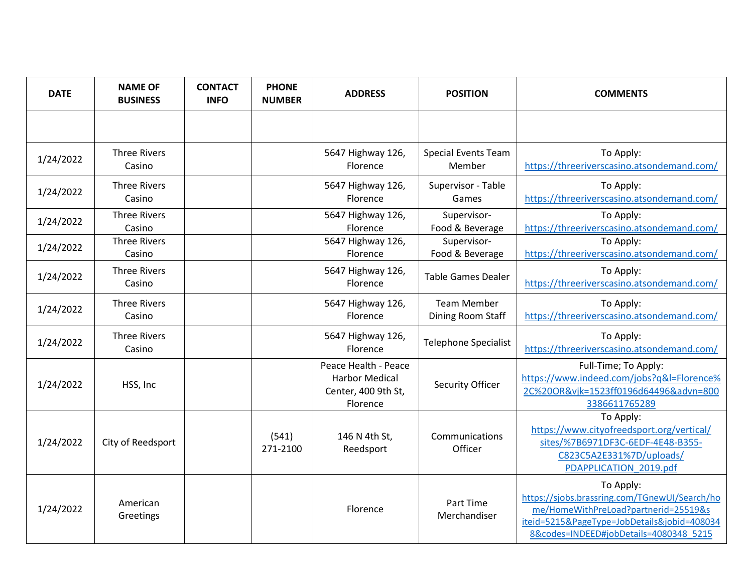| DATE | NAME OF BUSINESS | CONTACT INFO | PHONE NUMBER | ADDRESS | POSITION | COMMENTS |
|---|---|---|---|---|---|---|
| | | | | | | |
| 1/24/2022 | Three Rivers Casino | | | 5647 Highway 126, Florence | Special Events Team Member | To Apply: https://threeriverscasino.atsondemand.com/ |
| 1/24/2022 | Three Rivers Casino | | | 5647 Highway 126, Florence | Supervisor - Table Games | To Apply: https://threeriverscasino.atsondemand.com/ |
| 1/24/2022 | Three Rivers Casino | | | 5647 Highway 126, Florence | Supervisor- Food & Beverage | To Apply: https://threeriverscasino.atsondemand.com/ |
| 1/24/2022 | Three Rivers Casino | | | 5647 Highway 126, Florence | Supervisor- Food & Beverage | To Apply: https://threeriverscasino.atsondemand.com/ |
| 1/24/2022 | Three Rivers Casino | | | 5647 Highway 126, Florence | Table Games Dealer | To Apply: https://threeriverscasino.atsondemand.com/ |
| 1/24/2022 | Three Rivers Casino | | | 5647 Highway 126, Florence | Team Member Dining Room Staff | To Apply: https://threeriverscasino.atsondemand.com/ |
| 1/24/2022 | Three Rivers Casino | | | 5647 Highway 126, Florence | Telephone Specialist | To Apply: https://threeriverscasino.atsondemand.com/ |
| 1/24/2022 | HSS, Inc | | | Peace Health - Peace Harbor Medical Center, 400 9th St, Florence | Security Officer | Full-Time; To Apply: https://www.indeed.com/jobs?q&l=Florence%2C%20OR&vjk=1523ff0196d64496&advn=8003386611765289 |
| 1/24/2022 | City of Reedsport | | (541) 271-2100 | 146 N 4th St, Reedsport | Communications Officer | To Apply: https://www.cityofreedsport.org/vertical/sites/%7B6971DF3C-6EDF-4E48-B355-C823C5A2E331%7D/uploads/PDAPPLICATION_2019.pdf |
| 1/24/2022 | American Greetings | | | Florence | Part Time Merchandiser | To Apply: https://sjobs.brassring.com/TGnewUI/Search/home/HomeWithPreLoad?partnerid=25519&siteid=5215&PageType=JobDetails&jobid=4080348&codes=INDEED#jobDetails=4080348_5215 |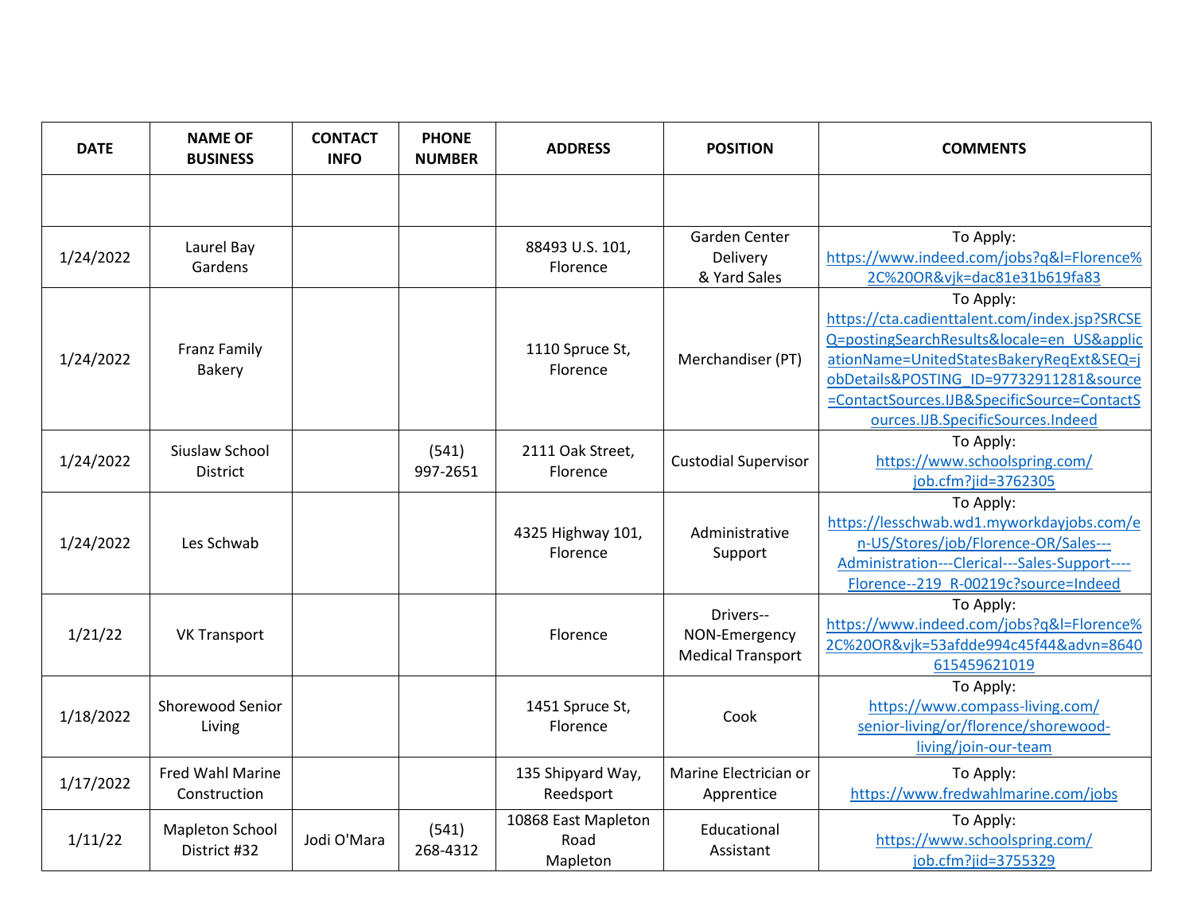| DATE | NAME OF BUSINESS | CONTACT INFO | PHONE NUMBER | ADDRESS | POSITION | COMMENTS |
| --- | --- | --- | --- | --- | --- | --- |
| | | | | | | |
| 1/24/2022 | Laurel Bay Gardens | | | 88493 U.S. 101, Florence | Garden Center Delivery & Yard Sales | To Apply: https://www.indeed.com/jobs?q&l=Florence%2C%20OR&vjk=dac81e31b619fa83 |
| 1/24/2022 | Franz Family Bakery | | | 1110 Spruce St, Florence | Merchandiser (PT) | To Apply: https://cta.cadienttalent.com/index.jsp?SRCSEQ=postingSearchResults&locale=en_US&applicationName=UnitedStatesBakeryReqExt&SEQ=jobDetails&POSTING_ID=97732911281&source=ContactSources.IJB&SpecificSource=ContactSources.IJB.SpecificSources.Indeed |
| 1/24/2022 | Siuslaw School District | | (541) 997-2651 | 2111 Oak Street, Florence | Custodial Supervisor | To Apply: https://www.schoolspring.com/job.cfm?jid=3762305 |
| 1/24/2022 | Les Schwab | | | 4325 Highway 101, Florence | Administrative Support | To Apply: https://lesschwab.wd1.myworkdayjobs.com/en-US/Stores/job/Florence-OR/Sales---Administration---Clerical---Sales-Support----Florence--219_R-00219c?source=Indeed |
| 1/21/22 | VK Transport | | | Florence | Drivers--NON-Emergency Medical Transport | To Apply: https://www.indeed.com/jobs?q&l=Florence%2C%20OR&vjk=53afdde994c45f44&advn=8640615459621019 |
| 1/18/2022 | Shorewood Senior Living | | | 1451 Spruce St, Florence | Cook | To Apply: https://www.compass-living.com/senior-living/or/florence/shorewood-living/join-our-team |
| 1/17/2022 | Fred Wahl Marine Construction | | | 135 Shipyard Way, Reedsport | Marine Electrician or Apprentice | To Apply: https://www.fredwahlmarine.com/jobs |
| 1/11/22 | Mapleton School District #32 | Jodi O'Mara | (541) 268-4312 | 10868 East Mapleton Road Mapleton | Educational Assistant | To Apply: https://www.schoolspring.com/job.cfm?jid=3755329 |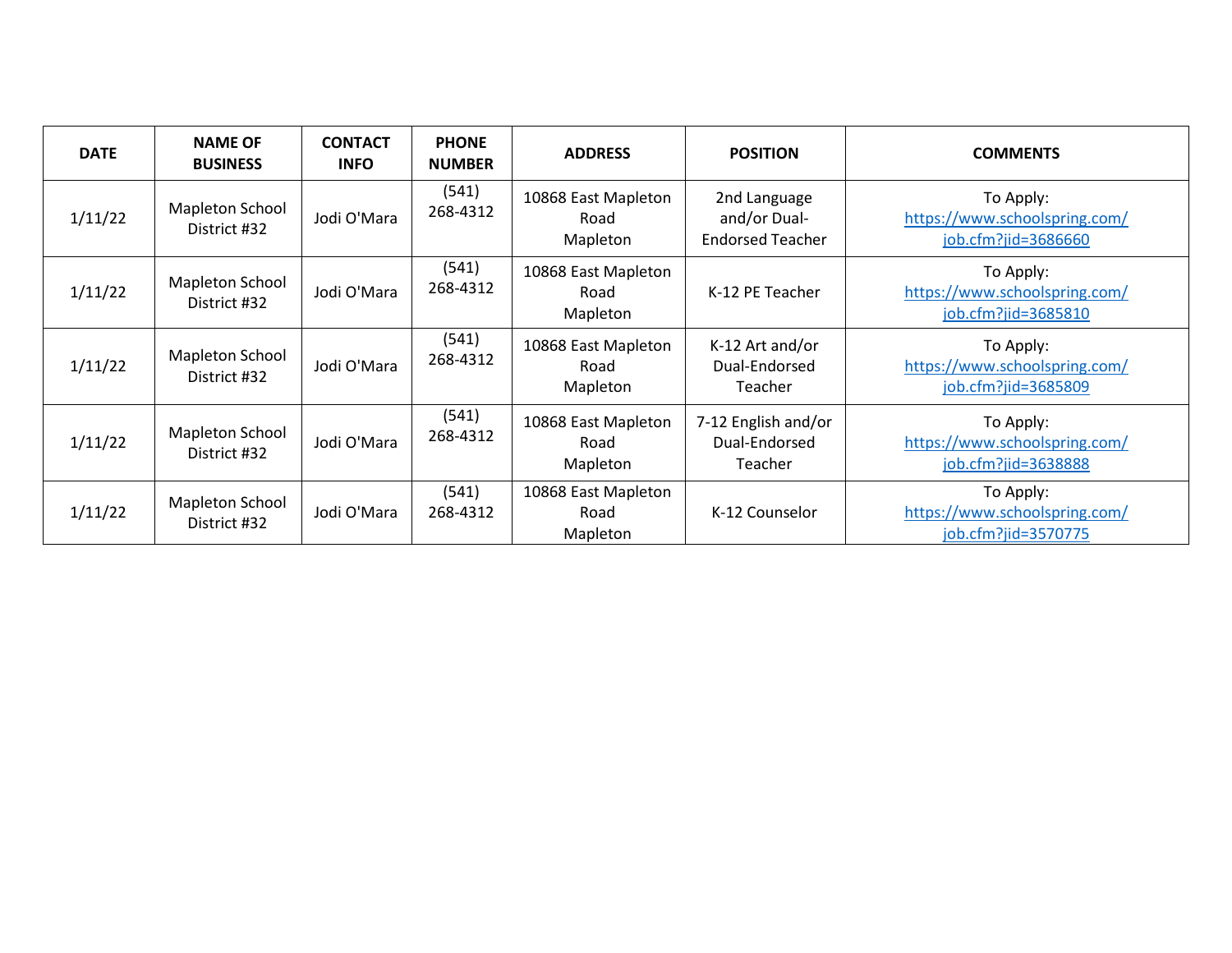| DATE | NAME OF BUSINESS | CONTACT INFO | PHONE NUMBER | ADDRESS | POSITION | COMMENTS |
|---|---|---|---|---|---|---|
| 1/11/22 | Mapleton School District #32 | Jodi O'Mara | (541) 268-4312 | 10868 East Mapleton Road Mapleton | 2nd Language and/or Dual-Endorsed Teacher | To Apply: https://www.schoolspring.com/job.cfm?jid=3686660 |
| 1/11/22 | Mapleton School District #32 | Jodi O'Mara | (541) 268-4312 | 10868 East Mapleton Road Mapleton | K-12 PE Teacher | To Apply: https://www.schoolspring.com/job.cfm?jid=3685810 |
| 1/11/22 | Mapleton School District #32 | Jodi O'Mara | (541) 268-4312 | 10868 East Mapleton Road Mapleton | K-12 Art and/or Dual-Endorsed Teacher | To Apply: https://www.schoolspring.com/job.cfm?jid=3685809 |
| 1/11/22 | Mapleton School District #32 | Jodi O'Mara | (541) 268-4312 | 10868 East Mapleton Road Mapleton | 7-12 English and/or Dual-Endorsed Teacher | To Apply: https://www.schoolspring.com/job.cfm?jid=3638888 |
| 1/11/22 | Mapleton School District #32 | Jodi O'Mara | (541) 268-4312 | 10868 East Mapleton Road Mapleton | K-12 Counselor | To Apply: https://www.schoolspring.com/job.cfm?jid=3570775 |